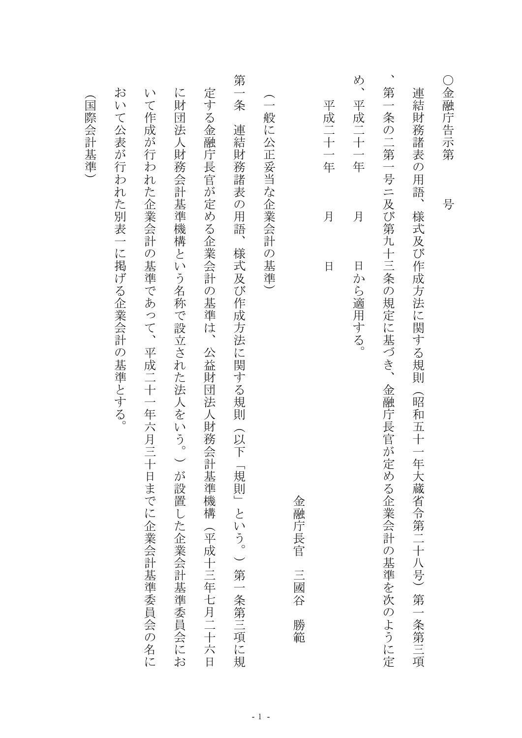○金融庁告示第　　号

連結財務諸表の用語、様式及び作成方法に関する規則（昭和五十一年大蔵省令第二十八号）第一条第三項、第一条の二第一号ニ及び第九十三条の規定に基づき、金融庁長官が定める企業会計の基準を次のように定め、平成二十一年　　月　　日から適用する。

平成二十一年　　月　　日

金融庁長官　三國谷　勝範

（一般に公正妥当な企業会計の基準）

第一条　連結財務諸表の用語、様式及び作成方法に関する規則（以下「規則」という。）第一条第三項に規定する金融庁長官が定める企業会計の基準は、公益財団法人財務会計基準機構（平成十三年七月二十六日に財団法人財務会計基準機構という名称で設立された法人をいう。）が設置した企業会計基準委員会において作成が行われた企業会計の基準であって、平成二十一年六月三十日までに企業会計基準委員会の名において公表が行われた別表一に掲げる企業会計の基準とする。

（国際会計基準）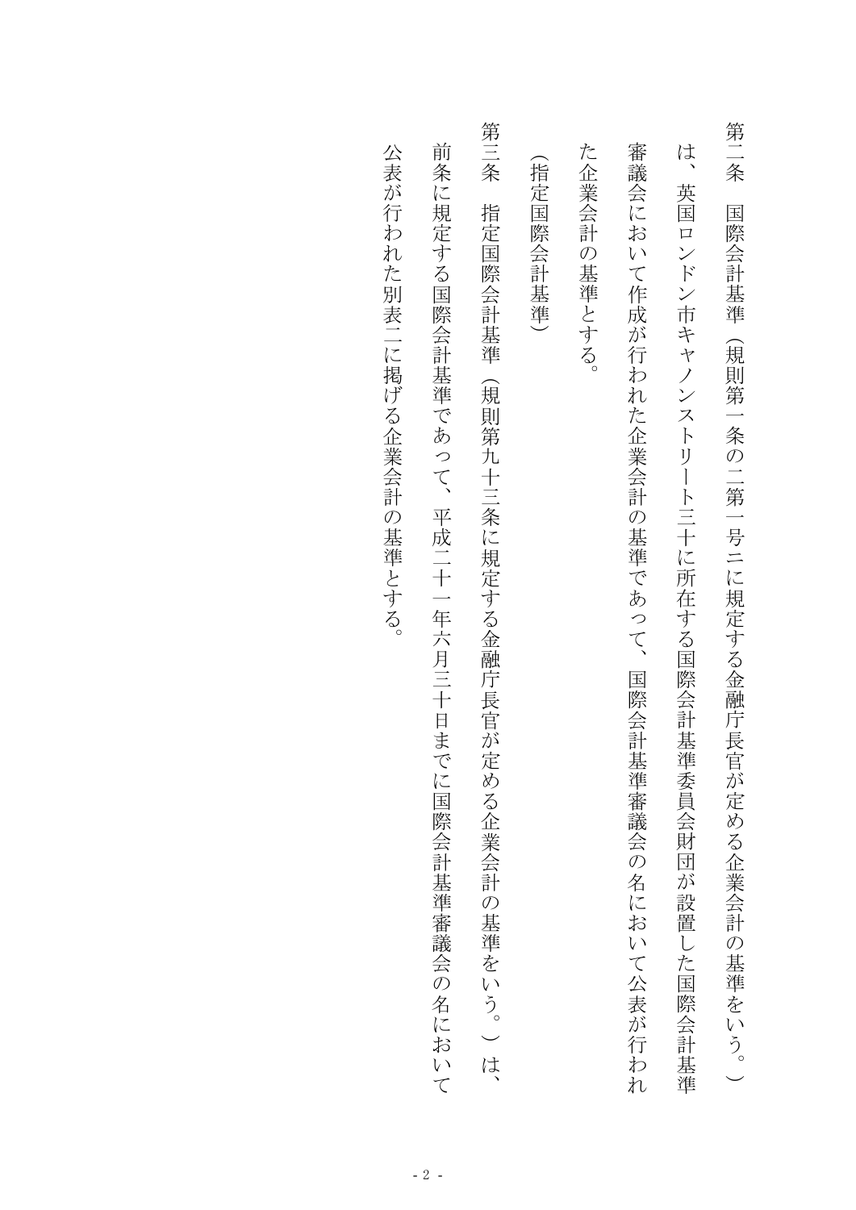第二条　国際会計基準（規則第一条の二第一号ニに規定する金融庁長官が定める企業会計の基準をいう。）は、英国ロンドン市キャノンストリート三十に所在する国際会計基準委員会財団が設置した国際会計基準審議会において作成が行われた企業会計の基準であって、国際会計基準審議会の名において公表が行われた企業会計の基準とする。

（指定国際会計基準）

第三条　指定国際会計基準（規則第九十三条に規定する金融庁長官が定める企業会計の基準をいう。）は、前条に規定する国際会計基準であって、平成二十一年六月三十日までに国際会計基準審議会の名において公表が行われた別表二に掲げる企業会計の基準とする。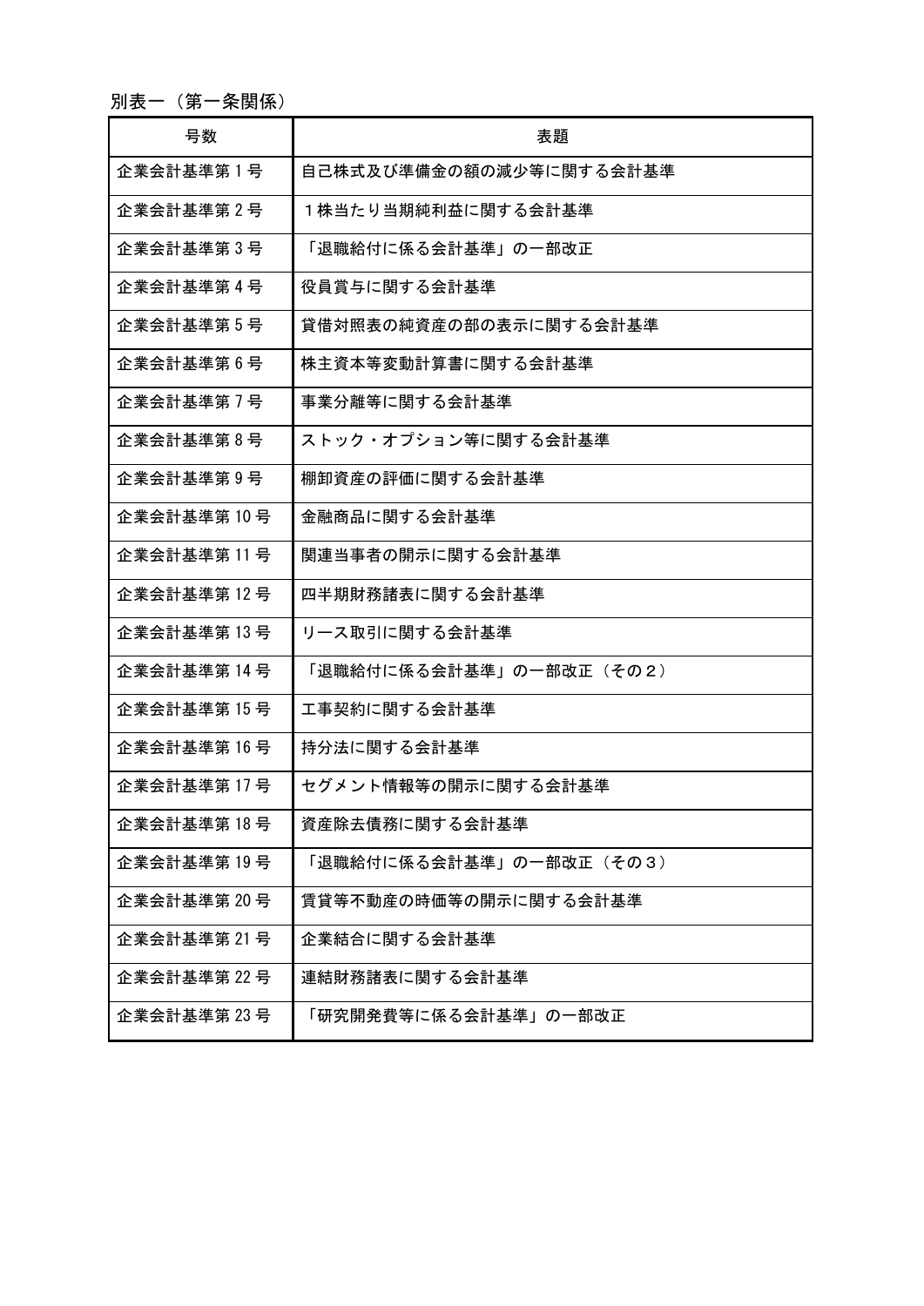別表一（第一条関係）

| 号数 | 表題 |
| --- | --- |
| 企業会計基準第１号 | 自己株式及び準備金の額の減少等に関する会計基準 |
| 企業会計基準第２号 | １株当たり当期純利益に関する会計基準 |
| 企業会計基準第３号 | 「退職給付に係る会計基準」の一部改正 |
| 企業会計基準第４号 | 役員賞与に関する会計基準 |
| 企業会計基準第５号 | 貸借対照表の純資産の部の表示に関する会計基準 |
| 企業会計基準第６号 | 株主資本等変動計算書に関する会計基準 |
| 企業会計基準第７号 | 事業分離等に関する会計基準 |
| 企業会計基準第８号 | ストック・オプション等に関する会計基準 |
| 企業会計基準第９号 | 棚卸資産の評価に関する会計基準 |
| 企業会計基準第 10 号 | 金融商品に関する会計基準 |
| 企業会計基準第 11 号 | 関連当事者の開示に関する会計基準 |
| 企業会計基準第 12 号 | 四半期財務諸表に関する会計基準 |
| 企業会計基準第 13 号 | リース取引に関する会計基準 |
| 企業会計基準第 14 号 | 「退職給付に係る会計基準」の一部改正（その２） |
| 企業会計基準第 15 号 | 工事契約に関する会計基準 |
| 企業会計基準第 16 号 | 持分法に関する会計基準 |
| 企業会計基準第 17 号 | セグメント情報等の開示に関する会計基準 |
| 企業会計基準第 18 号 | 資産除去債務に関する会計基準 |
| 企業会計基準第 19 号 | 「退職給付に係る会計基準」の一部改正（その３） |
| 企業会計基準第 20 号 | 賃貸等不動産の時価等の開示に関する会計基準 |
| 企業会計基準第 21 号 | 企業結合に関する会計基準 |
| 企業会計基準第 22 号 | 連結財務諸表に関する会計基準 |
| 企業会計基準第 23 号 | 「研究開発費等に係る会計基準」の一部改正 |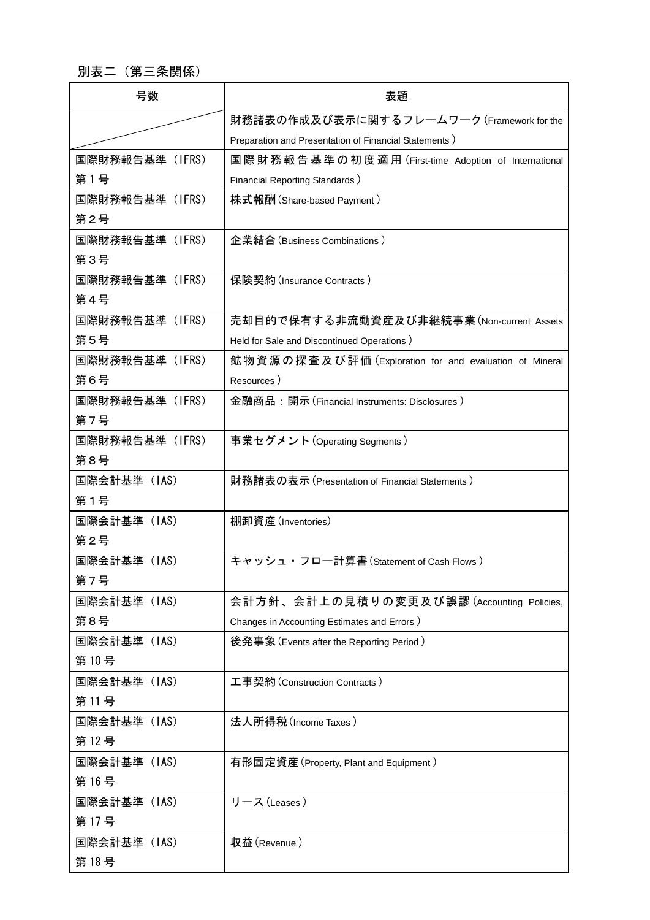別表二（第三条関係）

| 号数 | 表題 |
| --- | --- |
| | 財務諸表の作成及び表示に関するフレームワーク(Framework for the Preparation and Presentation of Financial Statements) |
| 国際財務報告基準（IFRS）第１号 | 国際財務報告基準の初度適用(First-time Adoption of International Financial Reporting Standards) |
| 国際財務報告基準（IFRS）第２号 | 株式報酬(Share-based Payment) |
| 国際財務報告基準（IFRS）第３号 | 企業結合(Business Combinations) |
| 国際財務報告基準（IFRS）第４号 | 保険契約(Insurance Contracts) |
| 国際財務報告基準（IFRS）第５号 | 売却目的で保有する非流動資産及び非継続事業(Non-current Assets Held for Sale and Discontinued Operations) |
| 国際財務報告基準（IFRS）第６号 | 鉱物資源の探査及び評価(Exploration for and evaluation of Mineral Resources) |
| 国際財務報告基準（IFRS）第７号 | 金融商品：開示(Financial Instruments: Disclosures) |
| 国際財務報告基準（IFRS）第８号 | 事業セグメント(Operating Segments) |
| 国際会計基準（IAS）第１号 | 財務諸表の表示(Presentation of Financial Statements) |
| 国際会計基準（IAS）第２号 | 棚卸資産(Inventories) |
| 国際会計基準（IAS）第７号 | キャッシュ・フロー計算書(Statement of Cash Flows) |
| 国際会計基準（IAS）第８号 | 会計方針、会計上の見積りの変更及び誤謬(Accounting Policies, Changes in Accounting Estimates and Errors) |
| 国際会計基準（IAS）第 10 号 | 後発事象(Events after the Reporting Period) |
| 国際会計基準（IAS）第 11 号 | 工事契約(Construction Contracts) |
| 国際会計基準（IAS）第 12 号 | 法人所得税(Income Taxes) |
| 国際会計基準（IAS）第 16 号 | 有形固定資産(Property, Plant and Equipment) |
| 国際会計基準（IAS）第 17 号 | リース(Leases) |
| 国際会計基準（IAS）第 18 号 | 収益(Revenue) |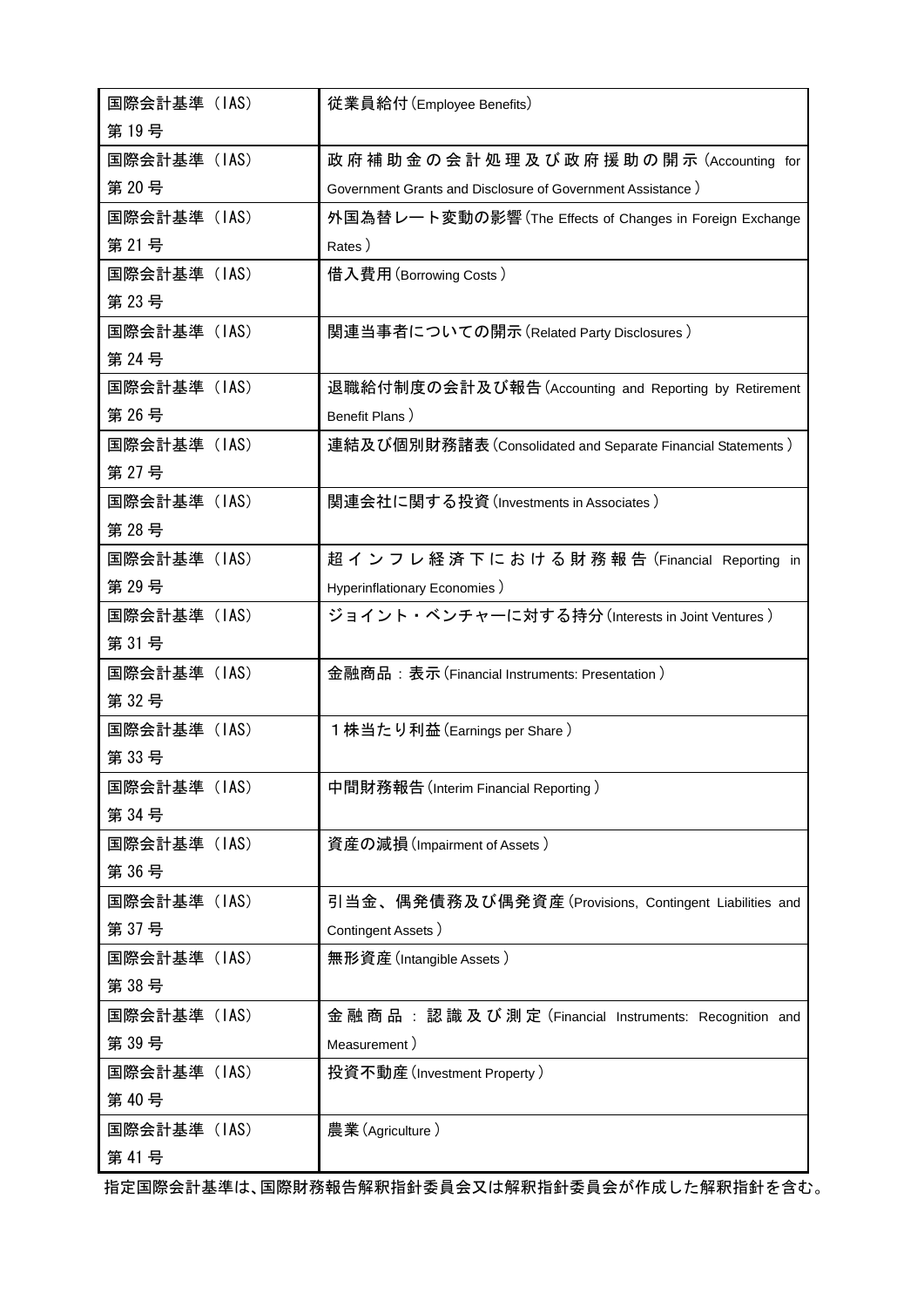| | |
|---|---|
| 国際会計基準（IAS）第 19 号 | 従業員給付（Employee Benefits） |
| 国際会計基準（IAS）第 20 号 | 政府補助金の会計処理及び政府援助の開示（Accounting for Government Grants and Disclosure of Government Assistance） |
| 国際会計基準（IAS）第 21 号 | 外国為替レート変動の影響（The Effects of Changes in Foreign Exchange Rates） |
| 国際会計基準（IAS）第 23 号 | 借入費用（Borrowing Costs） |
| 国際会計基準（IAS）第 24 号 | 関連当事者についての開示（Related Party Disclosures） |
| 国際会計基準（IAS）第 26 号 | 退職給付制度の会計及び報告（Accounting and Reporting by Retirement Benefit Plans） |
| 国際会計基準（IAS）第 27 号 | 連結及び個別財務諸表（Consolidated and Separate Financial Statements） |
| 国際会計基準（IAS）第 28 号 | 関連会社に関する投資（Investments in Associates） |
| 国際会計基準（IAS）第 29 号 | 超インフレ経済下における財務報告（Financial Reporting in Hyperinflationary Economies） |
| 国際会計基準（IAS）第 31 号 | ジョイント・ベンチャーに対する持分（Interests in Joint Ventures） |
| 国際会計基準（IAS）第 32 号 | 金融商品：表示（Financial Instruments: Presentation） |
| 国際会計基準（IAS）第 33 号 | １株当たり利益（Earnings per Share） |
| 国際会計基準（IAS）第 34 号 | 中間財務報告（Interim Financial Reporting） |
| 国際会計基準（IAS）第 36 号 | 資産の減損（Impairment of Assets） |
| 国際会計基準（IAS）第 37 号 | 引当金、偶発債務及び偶発資産（Provisions, Contingent Liabilities and Contingent Assets） |
| 国際会計基準（IAS）第 38 号 | 無形資産（Intangible Assets） |
| 国際会計基準（IAS）第 39 号 | 金融商品：認識及び測定（Financial Instruments: Recognition and Measurement） |
| 国際会計基準（IAS）第 40 号 | 投資不動産（Investment Property） |
| 国際会計基準（IAS）第 41 号 | 農業（Agriculture） |

指定国際会計基準は、国際財務報告解釈指針委員会又は解釈指針委員会が作成した解釈指針を含む。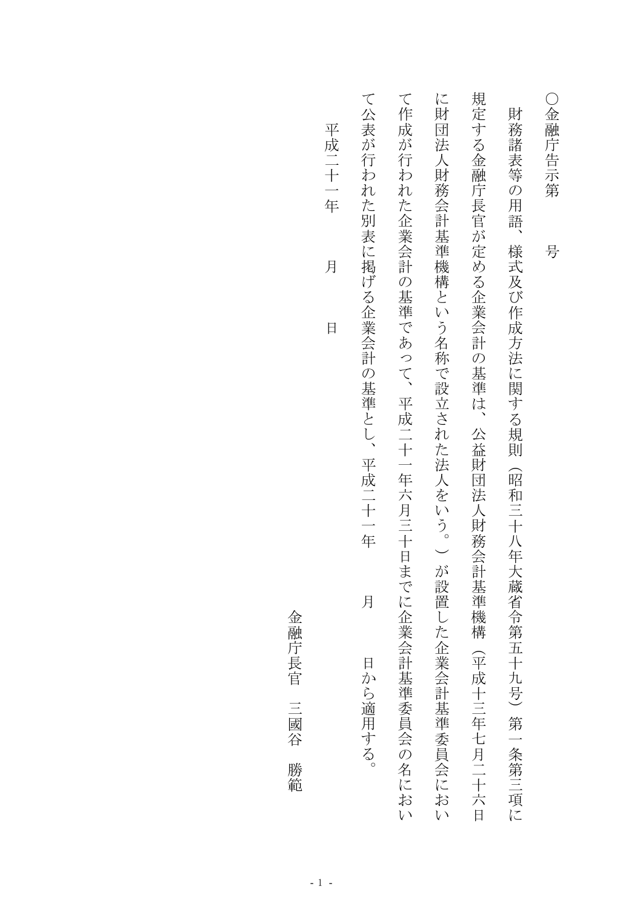○金融庁告示第　　号

財務諸表等の用語、様式及び作成方法に関する規則（昭和三十八年大蔵省令第五十九号）第一条第三項に規定する金融庁長官が定める企業会計の基準は、公益財団法人財務会計基準機構（平成十三年七月二十六日に財団法人財務会計基準機構という名称で設立された法人をいう。）が設置した企業会計基準委員会において作成が行われた企業会計の基準であって、平成二十一年六月三十日までに企業会計基準委員会の名において公表が行われた別表に掲げる企業会計の基準とし、平成二十一年　　月　　日から適用する。

平成二十一年　　月　　日

金融庁長官　三國谷　勝範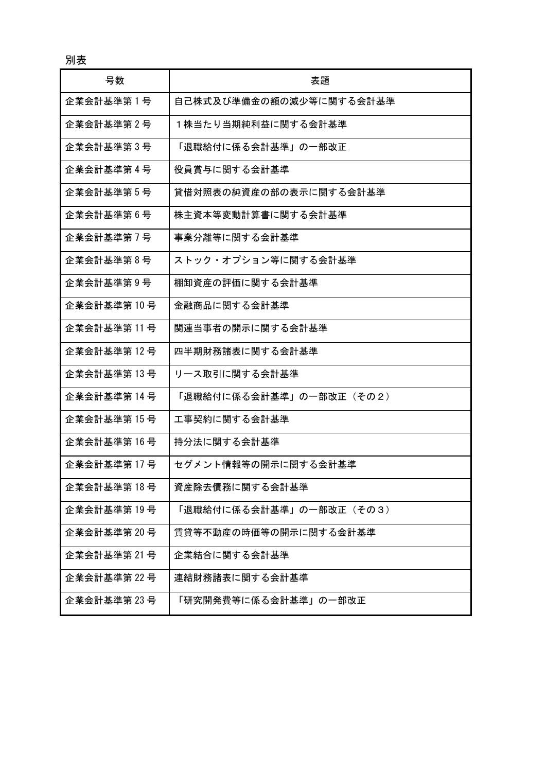別表

| 号数 | 表題 |
| --- | --- |
| 企業会計基準第 1 号 | 自己株式及び準備金の額の減少等に関する会計基準 |
| 企業会計基準第 2 号 | １株当たり当期純利益に関する会計基準 |
| 企業会計基準第 3 号 | 「退職給付に係る会計基準」の一部改正 |
| 企業会計基準第 4 号 | 役員賞与に関する会計基準 |
| 企業会計基準第 5 号 | 貸借対照表の純資産の部の表示に関する会計基準 |
| 企業会計基準第 6 号 | 株主資本等変動計算書に関する会計基準 |
| 企業会計基準第 7 号 | 事業分離等に関する会計基準 |
| 企業会計基準第 8 号 | ストック・オプション等に関する会計基準 |
| 企業会計基準第 9 号 | 棚卸資産の評価に関する会計基準 |
| 企業会計基準第 10 号 | 金融商品に関する会計基準 |
| 企業会計基準第 11 号 | 関連当事者の開示に関する会計基準 |
| 企業会計基準第 12 号 | 四半期財務諸表に関する会計基準 |
| 企業会計基準第 13 号 | リース取引に関する会計基準 |
| 企業会計基準第 14 号 | 「退職給付に係る会計基準」の一部改正（その２） |
| 企業会計基準第 15 号 | 工事契約に関する会計基準 |
| 企業会計基準第 16 号 | 持分法に関する会計基準 |
| 企業会計基準第 17 号 | セグメント情報等の開示に関する会計基準 |
| 企業会計基準第 18 号 | 資産除去債務に関する会計基準 |
| 企業会計基準第 19 号 | 「退職給付に係る会計基準」の一部改正（その３） |
| 企業会計基準第 20 号 | 賃貸等不動産の時価等の開示に関する会計基準 |
| 企業会計基準第 21 号 | 企業結合に関する会計基準 |
| 企業会計基準第 22 号 | 連結財務諸表に関する会計基準 |
| 企業会計基準第 23 号 | 「研究開発費等に係る会計基準」の一部改正 |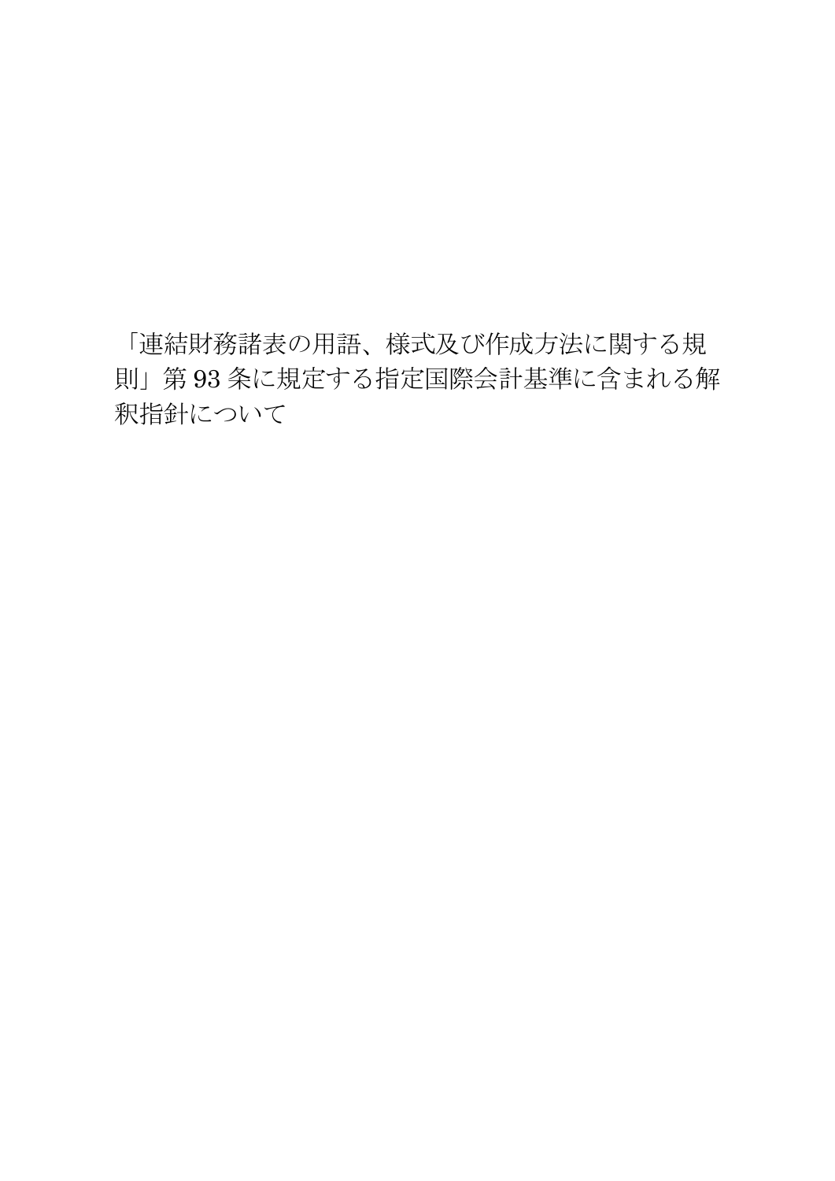「連結財務諸表の用語、様式及び作成方法に関する規則」第 93 条に規定する指定国際会計基準に含まれる解釈指針について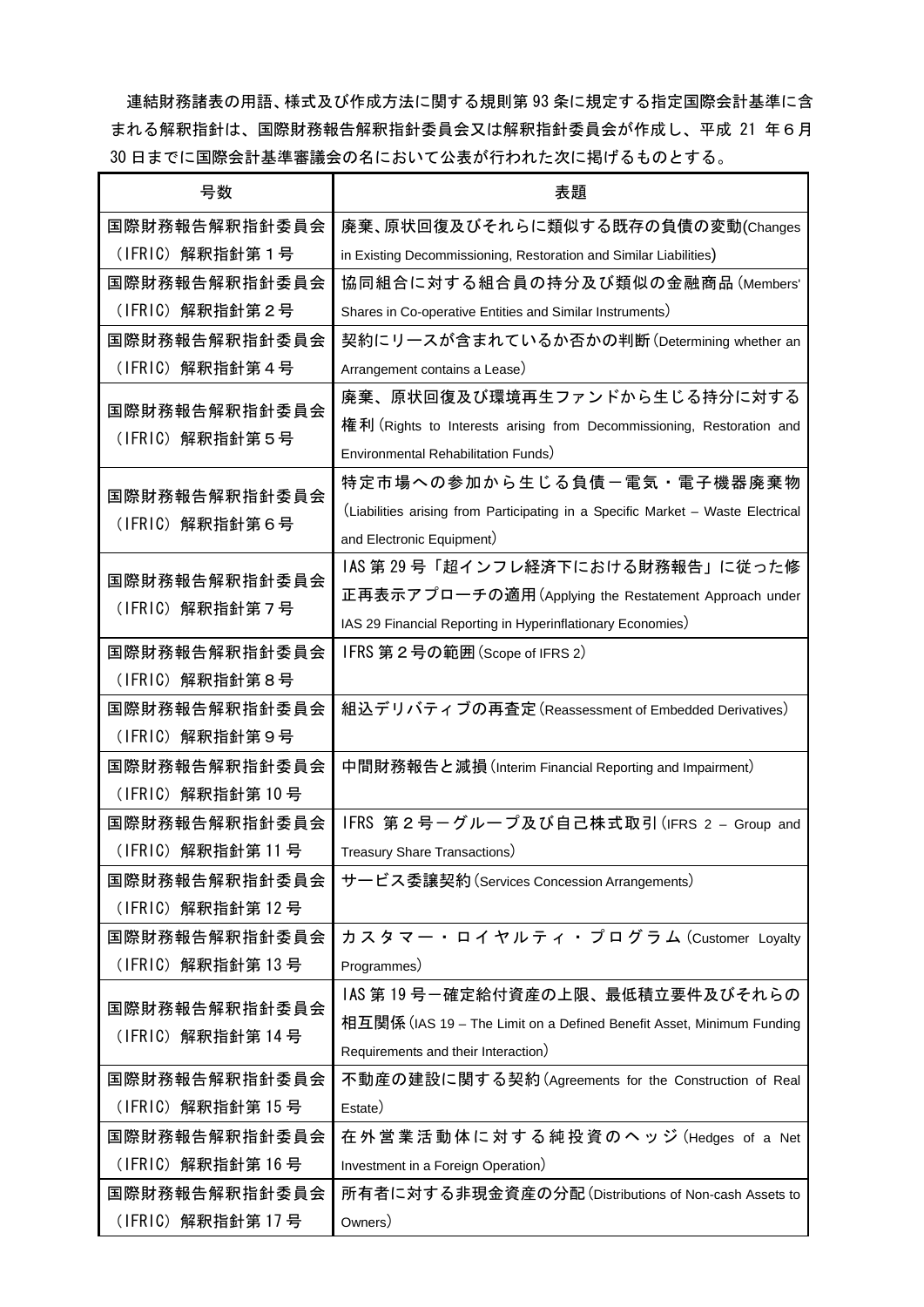連結財務諸表の用語、様式及び作成方法に関する規則第 93 条に規定する指定国際会計基準に含まれる解釈指針は、国際財務報告解釈指針委員会又は解釈指針委員会が作成し、平成 21 年６月 30 日までに国際会計基準審議会の名において公表が行われた次に掲げるものとする。

| 号数 | 表題 |
| --- | --- |
| 国際財務報告解釈指針委員会（IFRIC）解釈指針第１号 | 廃棄、原状回復及びそれらに類似する既存の負債の変動(Changes in Existing Decommissioning, Restoration and Similar Liabilities) |
| 国際財務報告解釈指針委員会（IFRIC）解釈指針第２号 | 協同組合に対する組合員の持分及び類似の金融商品（Members' Shares in Co-operative Entities and Similar Instruments） |
| 国際財務報告解釈指針委員会（IFRIC）解釈指針第４号 | 契約にリースが含まれているか否かの判断（Determining whether an Arrangement contains a Lease） |
| 国際財務報告解釈指針委員会（IFRIC）解釈指針第５号 | 廃棄、原状回復及び環境再生ファンドから生じる持分に対する権利（Rights to Interests arising from Decommissioning, Restoration and Environmental Rehabilitation Funds） |
| 国際財務報告解釈指針委員会（IFRIC）解釈指針第６号 | 特定市場への参加から生じる負債－電気・電子機器廃棄物（Liabilities arising from Participating in a Specific Market – Waste Electrical and Electronic Equipment） |
| 国際財務報告解釈指針委員会（IFRIC）解釈指針第７号 | IAS 第 29 号「超インフレ経済下における財務報告」に従った修正再表示アプローチの適用（Applying the Restatement Approach under IAS 29 Financial Reporting in Hyperinflationary Economies） |
| 国際財務報告解釈指針委員会（IFRIC）解釈指針第８号 | IFRS 第２号の範囲（Scope of IFRS 2） |
| 国際財務報告解釈指針委員会（IFRIC）解釈指針第９号 | 組込デリバティブの再査定（Reassessment of Embedded Derivatives） |
| 国際財務報告解釈指針委員会（IFRIC）解釈指針第 10 号 | 中間財務報告と減損（Interim Financial Reporting and Impairment） |
| 国際財務報告解釈指針委員会（IFRIC）解釈指針第 11 号 | IFRS 第２号－グループ及び自己株式取引（IFRS 2 – Group and Treasury Share Transactions） |
| 国際財務報告解釈指針委員会（IFRIC）解釈指針第 12 号 | サービス委譲契約（Services Concession Arrangements） |
| 国際財務報告解釈指針委員会（IFRIC）解釈指針第 13 号 | カスタマー・ロイヤルティ・プログラム（Customer Loyalty Programmes） |
| 国際財務報告解釈指針委員会（IFRIC）解釈指針第 14 号 | IAS 第 19 号－確定給付資産の上限、最低積立要件及びそれらの相互関係（IAS 19 – The Limit on a Defined Benefit Asset, Minimum Funding Requirements and their Interaction） |
| 国際財務報告解釈指針委員会（IFRIC）解釈指針第 15 号 | 不動産の建設に関する契約（Agreements for the Construction of Real Estate） |
| 国際財務報告解釈指針委員会（IFRIC）解釈指針第 16 号 | 在外営業活動体に対する純投資のヘッジ（Hedges of a Net Investment in a Foreign Operation） |
| 国際財務報告解釈指針委員会（IFRIC）解釈指針第 17 号 | 所有者に対する非現金資産の分配（Distributions of Non-cash Assets to Owners） |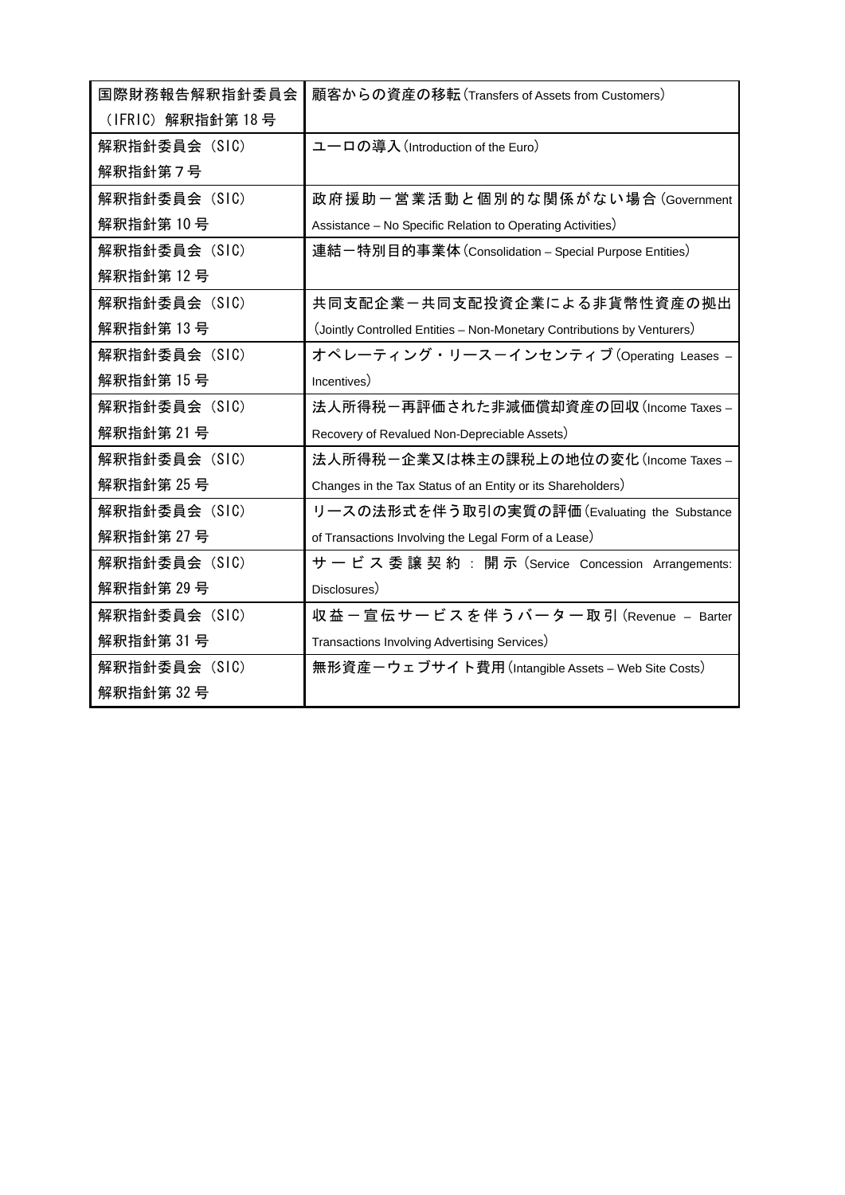| | |
|---|---|
| 国際財務報告解釈指針委員会（IFRIC）解釈指針第18号 | 顧客からの資産の移転（Transfers of Assets from Customers） |
| 解釈指針委員会（SIC）解釈指針第7号 | ユーロの導入（Introduction of the Euro） |
| 解釈指針委員会（SIC）解釈指針第10号 | 政府援助－営業活動と個別的な関係がない場合（Government Assistance – No Specific Relation to Operating Activities） |
| 解釈指針委員会（SIC）解釈指針第12号 | 連結－特別目的事業体（Consolidation – Special Purpose Entities） |
| 解釈指針委員会（SIC）解釈指針第13号 | 共同支配企業－共同支配投資企業による非貨幣性資産の拠出（Jointly Controlled Entities – Non-Monetary Contributions by Venturers） |
| 解釈指針委員会（SIC）解釈指針第15号 | オペレーティング・リース－インセンティブ（Operating Leases – Incentives） |
| 解釈指針委員会（SIC）解釈指針第21号 | 法人所得税－再評価された非減価償却資産の回収（Income Taxes – Recovery of Revalued Non-Depreciable Assets） |
| 解釈指針委員会（SIC）解釈指針第25号 | 法人所得税－企業又は株主の課税上の地位の変化（Income Taxes – Changes in the Tax Status of an Entity or its Shareholders） |
| 解釈指針委員会（SIC）解釈指針第27号 | リースの法形式を伴う取引の実質の評価（Evaluating the Substance of Transactions Involving the Legal Form of a Lease） |
| 解釈指針委員会（SIC）解釈指針第29号 | サービス委譲契約：開示（Service Concession Arrangements: Disclosures） |
| 解釈指針委員会（SIC）解釈指針第31号 | 収益－宣伝サービスを伴うバーター取引（Revenue – Barter Transactions Involving Advertising Services） |
| 解釈指針委員会（SIC）解釈指針第32号 | 無形資産－ウェブサイト費用（Intangible Assets – Web Site Costs） |